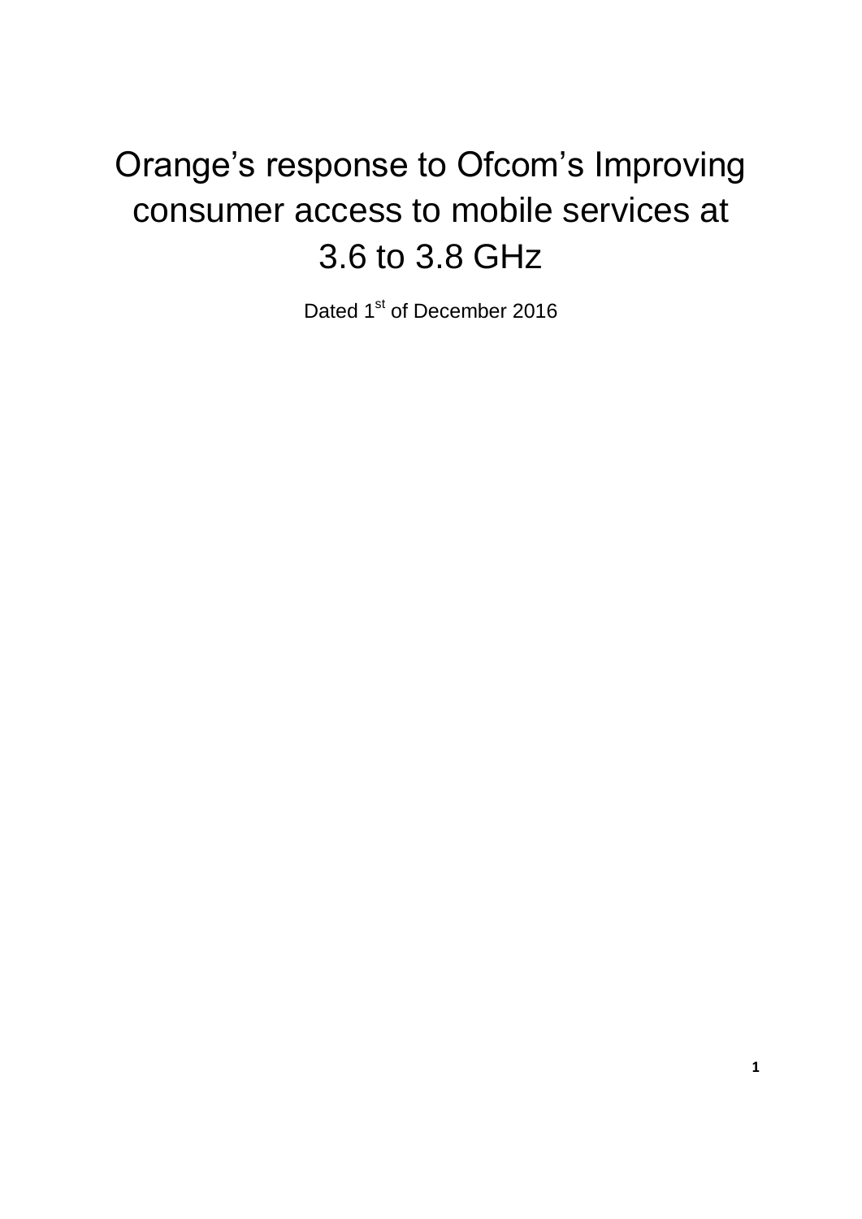# Orange’s response to Ofcom’s Improving consumer access to mobile services at 3.6 to 3.8 GHz

Dated 1st of December 2016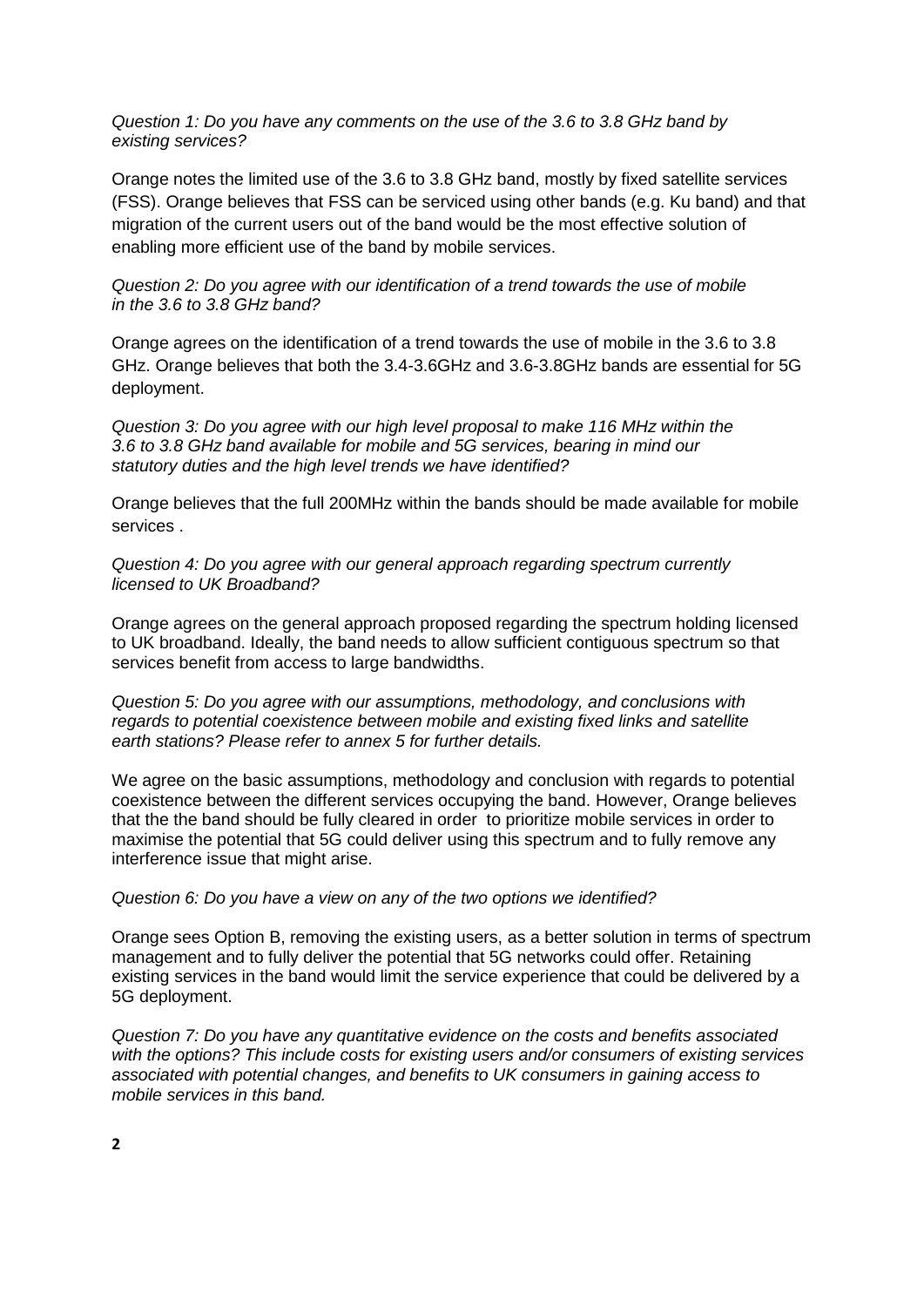*Question 1: Do you have any comments on the use of the 3.6 to 3.8 GHz band by existing services?*

Orange notes the limited use of the 3.6 to 3.8 GHz band, mostly by fixed satellite services (FSS). Orange believes that FSS can be serviced using other bands (e.g. Ku band) and that migration of the current users out of the band would be the most effective solution of enabling more efficient use of the band by mobile services.

*Question 2: Do you agree with our identification of a trend towards the use of mobile in the 3.6 to 3.8 GHz band?*

Orange agrees on the identification of a trend towards the use of mobile in the 3.6 to 3.8 GHz. Orange believes that both the 3.4-3.6GHz and 3.6-3.8GHz bands are essential for 5G deployment.

*Question 3: Do you agree with our high level proposal to make 116 MHz within the 3.6 to 3.8 GHz band available for mobile and 5G services, bearing in mind our statutory duties and the high level trends we have identified?*

Orange believes that the full 200MHz within the bands should be made available for mobile services .

*Question 4: Do you agree with our general approach regarding spectrum currently licensed to UK Broadband?*

Orange agrees on the general approach proposed regarding the spectrum holding licensed to UK broadband. Ideally, the band needs to allow sufficient contiguous spectrum so that services benefit from access to large bandwidths.

*Question 5: Do you agree with our assumptions, methodology, and conclusions with regards to potential coexistence between mobile and existing fixed links and satellite earth stations? Please refer to annex 5 for further details.*

We agree on the basic assumptions, methodology and conclusion with regards to potential coexistence between the different services occupying the band. However, Orange believes that the the band should be fully cleared in order to prioritize mobile services in order to maximise the potential that 5G could deliver using this spectrum and to fully remove any interference issue that might arise.

*Question 6: Do you have a view on any of the two options we identified?*

Orange sees Option B, removing the existing users, as a better solution in terms of spectrum management and to fully deliver the potential that 5G networks could offer. Retaining existing services in the band would limit the service experience that could be delivered by a 5G deployment.

*Question 7: Do you have any quantitative evidence on the costs and benefits associated with the options? This include costs for existing users and/or consumers of existing services associated with potential changes, and benefits to UK consumers in gaining access to mobile services in this band.*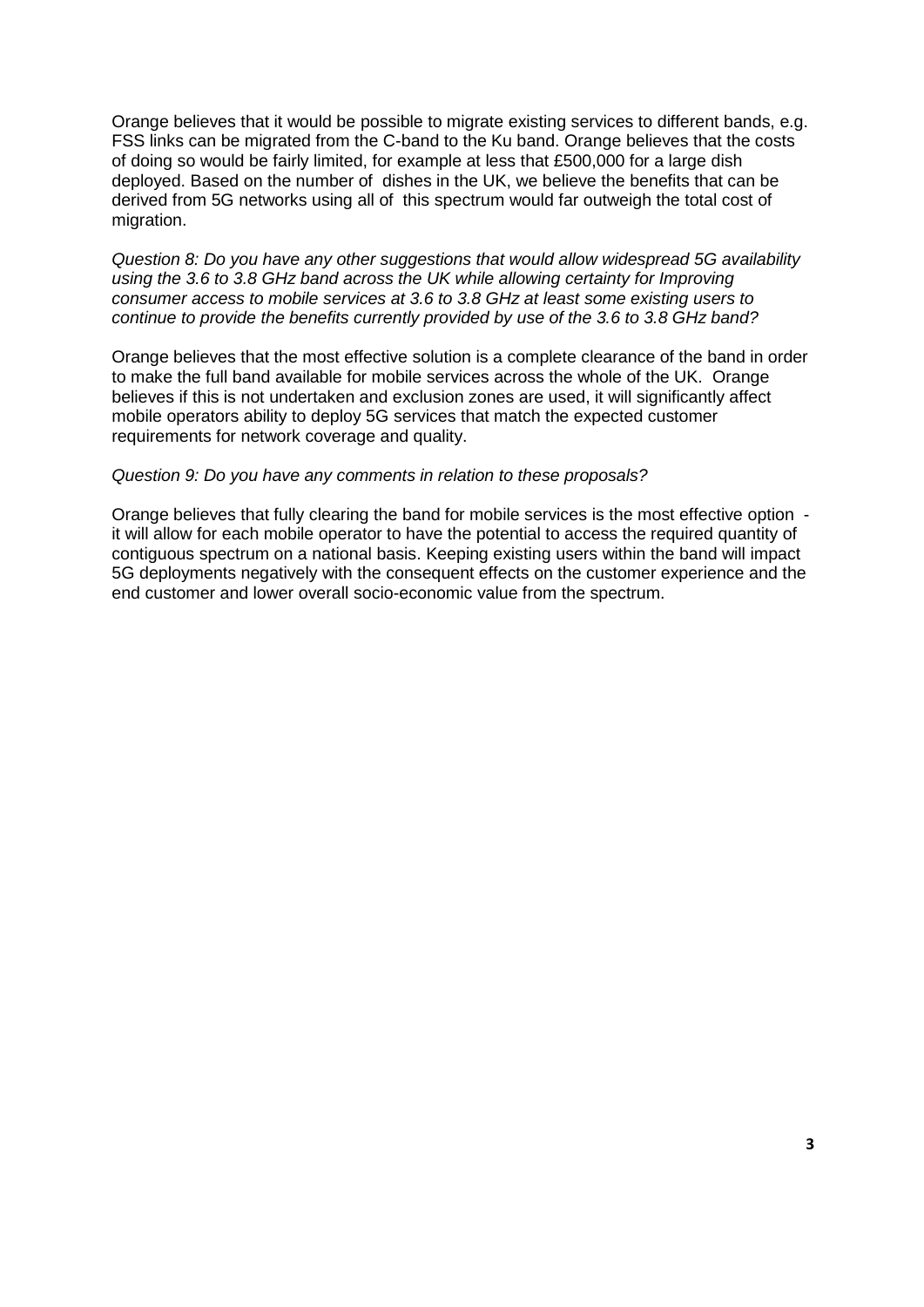Orange believes that it would be possible to migrate existing services to different bands, e.g. FSS links can be migrated from the C-band to the Ku band. Orange believes that the costs of doing so would be fairly limited, for example at less that £500,000 for a large dish deployed. Based on the number of dishes in the UK, we believe the benefits that can be derived from 5G networks using all of this spectrum would far outweigh the total cost of migration.

*Question 8: Do you have any other suggestions that would allow widespread 5G availability using the 3.6 to 3.8 GHz band across the UK while allowing certainty for Improving consumer access to mobile services at 3.6 to 3.8 GHz at least some existing users to continue to provide the benefits currently provided by use of the 3.6 to 3.8 GHz band?*

Orange believes that the most effective solution is a complete clearance of the band in order to make the full band available for mobile services across the whole of the UK. Orange believes if this is not undertaken and exclusion zones are used, it will significantly affect mobile operators ability to deploy 5G services that match the expected customer requirements for network coverage and quality.

*Question 9: Do you have any comments in relation to these proposals?*

Orange believes that fully clearing the band for mobile services is the most effective option - it will allow for each mobile operator to have the potential to access the required quantity of contiguous spectrum on a national basis. Keeping existing users within the band will impact 5G deployments negatively with the consequent effects on the customer experience and the end customer and lower overall socio-economic value from the spectrum.